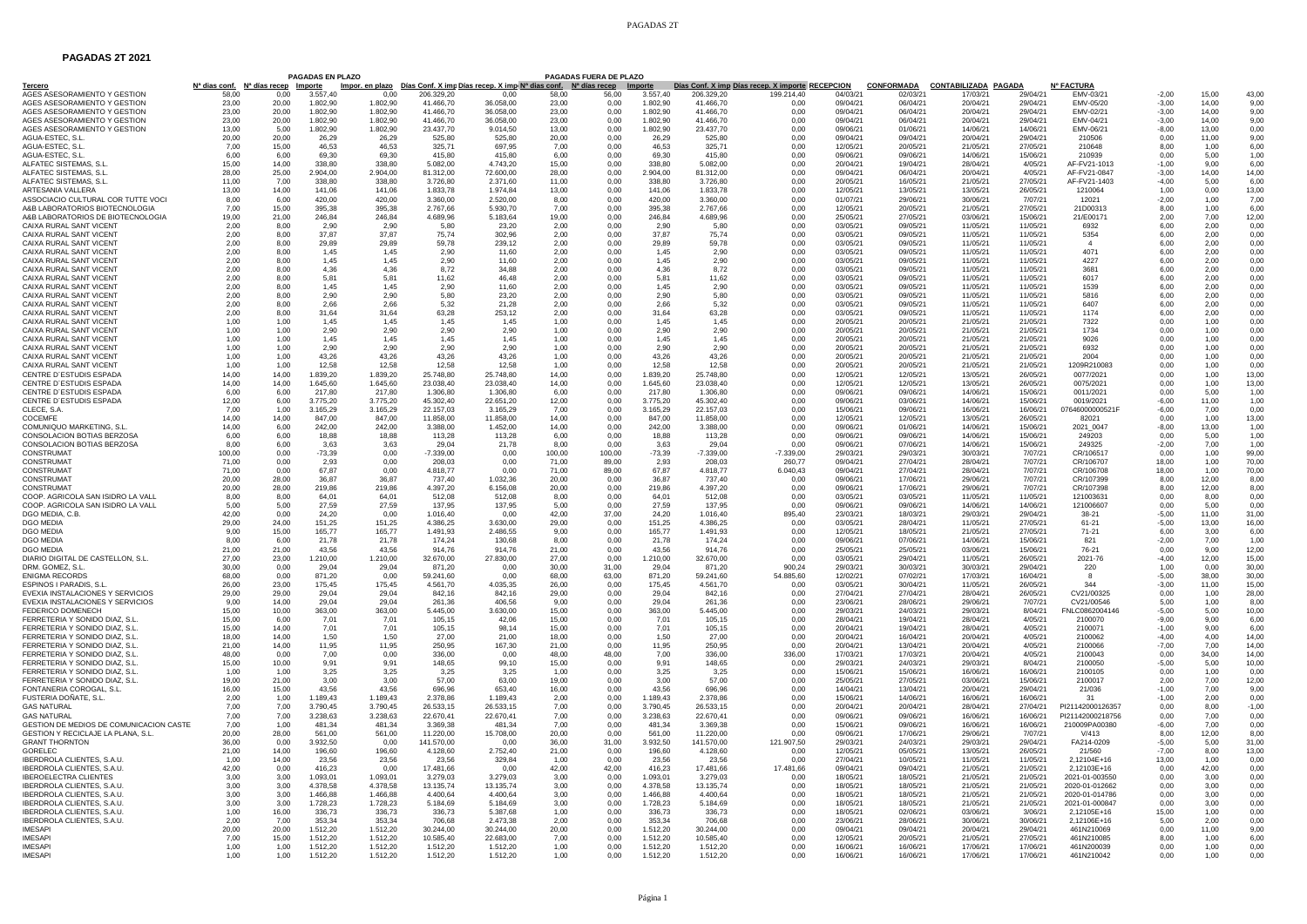# PAGADAS 2T 2021

| | PAGADAS EN PLAZO | | | | | | PAGADAS FUERA DE PLAZO | | | | | | | | | | | | | |
|---|---|---|---|---|---|---|---|---|---|---|---|---|---|---|---|---|---|---|---|---|
| Tercero | Nº días conf. | Nº días recep | Importe | Impor. en plazo | Días Conf. X imp | Días recep. X imp | Nº días conf. | Nº días recep | Importe | Días Conf. X imp | Días recep. X importe | RECEPCION | CONFORMADA | CONTABILIZADA | PAGADA | Nº FACTURA | | | |
| AGES ASESORAMIENTO Y GESTION | 58,00 | 0,00 | 3.557,40 | 0,00 | 206.329,20 | 0,00 | 58,00 | 56,00 | 3.557,40 | 206.329,20 | 199.214,40 | 04/03/21 | 02/03/21 | 17/03/21 | 29/04/21 | EMV-03/21 | -2,00 | 15,00 | 43,00 |
| AGES ASESORAMIENTO Y GESTION | 23,00 | 20,00 | 1.802,90 | 1.802,90 | 41.466,70 | 36.058,00 | 23,00 | 0,00 | 1.802,90 | 41.466,70 | 0,00 | 09/04/21 | 06/04/21 | 20/04/21 | 29/04/21 | EMV-05/20 | -3,00 | 14,00 | 9,00 |
| AGES ASESORAMIENTO Y GESTION | 23,00 | 20,00 | 1.802,90 | 1.802,90 | 41.466,70 | 36.058,00 | 23,00 | 0,00 | 1.802,90 | 41.466,70 | 0,00 | 09/04/21 | 06/04/21 | 20/04/21 | 29/04/21 | EMV-02/21 | -3,00 | 14,00 | 9,00 |
| AGES ASESORAMIENTO Y GESTION | 23,00 | 20,00 | 1.802,90 | 1.802,90 | 41.466,70 | 36.058,00 | 23,00 | 0,00 | 1.802,90 | 41.466,70 | 0,00 | 09/04/21 | 06/04/21 | 20/04/21 | 29/04/21 | EMV-04/21 | -3,00 | 14,00 | 9,00 |
| AGES ASESORAMIENTO Y GESTION | 13,00 | 5,00 | 1.802,90 | 1.802,90 | 23.437,70 | 9.014,50 | 13,00 | 0,00 | 1.802,90 | 23.437,70 | 0,00 | 09/06/21 | 01/06/21 | 14/06/21 | 14/06/21 | EMV-06/21 | -8,00 | 13,00 | 0,00 |
| AGUA-ESTEC, S.L. | 20,00 | 20,00 | 26,29 | 26,29 | 525,80 | 525,80 | 20,00 | 0,00 | 26,29 | 525,80 | 0,00 | 09/04/21 | 09/04/21 | 20/04/21 | 29/04/21 | 210506 | 0,00 | 11,00 | 9,00 |
| AGUA-ESTEC, S.L. | 7,00 | 15,00 | 46,53 | 46,53 | 325,71 | 697,95 | 7,00 | 0,00 | 46,53 | 325,71 | 0,00 | 12/05/21 | 20/05/21 | 21/05/21 | 27/05/21 | 210648 | 8,00 | 1,00 | 6,00 |
| AGUA-ESTEC, S.L. | 6,00 | 6,00 | 69,30 | 69,30 | 415,80 | 415,80 | 6,00 | 0,00 | 69,30 | 415,80 | 0,00 | 09/06/21 | 09/06/21 | 14/06/21 | 15/06/21 | 210939 | 0,00 | 5,00 | 1,00 |
| ALFATEC SISTEMAS, S.L. | 15,00 | 14,00 | 338,80 | 338,80 | 5.082,00 | 4.743,20 | 15,00 | 0,00 | 338,80 | 5.082,00 | 0,00 | 20/04/21 | 19/04/21 | 28/04/21 | 4/05/21 | AF-FV21-1013 | -1,00 | 9,00 | 6,00 |
| ALFATEC SISTEMAS, S.L. | 28,00 | 25,00 | 2.904,00 | 2.904,00 | 81.312,00 | 72.600,00 | 28,00 | 0,00 | 2.904,00 | 81.312,00 | 0,00 | 09/04/21 | 06/04/21 | 20/04/21 | 4/05/21 | AF-FV21-0847 | -3,00 | 14,00 | 14,00 |
| ALFATEC SISTEMAS, S.L. | 11,00 | 7,00 | 338,80 | 338,80 | 3.726,80 | 2.371,60 | 11,00 | 0,00 | 338,80 | 3.726,80 | 0,00 | 20/05/21 | 16/05/21 | 21/05/21 | 27/05/21 | AF-FV21-1403 | -4,00 | 5,00 | 6,00 |
| ARTESANIA VALLERA | 13,00 | 14,00 | 141,06 | 141,06 | 1.833,78 | 1.974,84 | 13,00 | 0,00 | 141,06 | 1.833,78 | 0,00 | 12/05/21 | 13/05/21 | 13/05/21 | 26/05/21 | 1210064 | 1,00 | 0,00 | 13,00 |
| ASSOCIACIO CULTURAL COR TUTTE VOCI | 8,00 | 6,00 | 420,00 | 420,00 | 3.360,00 | 2.520,00 | 8,00 | 0,00 | 420,00 | 3.360,00 | 0,00 | 01/07/21 | 29/06/21 | 30/06/21 | 7/07/21 | 12021 | -2,00 | 1,00 | 7,00 |
| A&B LABORATORIOS BIOTECNOLOGIA | 7,00 | 15,00 | 395,38 | 395,38 | 2.767,66 | 5.930,70 | 7,00 | 0,00 | 395,38 | 2.767,66 | 0,00 | 12/05/21 | 20/05/21 | 21/05/21 | 27/05/21 | 21D00313 | 8,00 | 1,00 | 6,00 |
| A&B LABORATORIOS DE BIOTECNOLOGIA | 19,00 | 21,00 | 246,84 | 246,84 | 4.689,96 | 5.183,64 | 19,00 | 0,00 | 246,84 | 4.689,96 | 0,00 | 25/05/21 | 27/05/21 | 03/06/21 | 15/06/21 | 21/E00171 | 2,00 | 7,00 | 12,00 |
| CAIXA RURAL SANT VICENT | 2,00 | 8,00 | 2,90 | 2,90 | 5,80 | 23,20 | 2,00 | 0,00 | 2,90 | 5,80 | 0,00 | 03/05/21 | 09/05/21 | 11/05/21 | 11/05/21 | 6932 | 6,00 | 2,00 | 0,00 |
| CAIXA RURAL SANT VICENT | 2,00 | 8,00 | 37,87 | 37,87 | 75,74 | 302,96 | 2,00 | 0,00 | 37,87 | 75,74 | 0,00 | 03/05/21 | 09/05/21 | 11/05/21 | 11/05/21 | 5354 | 6,00 | 2,00 | 0,00 |
| CAIXA RURAL SANT VICENT | 2,00 | 8,00 | 29,89 | 29,89 | 59,78 | 239,12 | 2,00 | 0,00 | 29,89 | 59,78 | 0,00 | 03/05/21 | 09/05/21 | 11/05/21 | 11/05/21 | 4 | 6,00 | 2,00 | 0,00 |
| CAIXA RURAL SANT VICENT | 2,00 | 8,00 | 1,45 | 1,45 | 2,90 | 11,60 | 2,00 | 0,00 | 1,45 | 2,90 | 0,00 | 03/05/21 | 09/05/21 | 11/05/21 | 11/05/21 | 4071 | 6,00 | 2,00 | 0,00 |
| CAIXA RURAL SANT VICENT | 2,00 | 8,00 | 1,45 | 1,45 | 2,90 | 11,60 | 2,00 | 0,00 | 1,45 | 2,90 | 0,00 | 03/05/21 | 09/05/21 | 11/05/21 | 11/05/21 | 4227 | 6,00 | 2,00 | 0,00 |
| CAIXA RURAL SANT VICENT | 2,00 | 8,00 | 4,36 | 4,36 | 8,72 | 34,88 | 2,00 | 0,00 | 4,36 | 8,72 | 0,00 | 03/05/21 | 09/05/21 | 11/05/21 | 11/05/21 | 3681 | 6,00 | 2,00 | 0,00 |
| CAIXA RURAL SANT VICENT | 2,00 | 8,00 | 5,81 | 5,81 | 11,62 | 46,48 | 2,00 | 0,00 | 5,81 | 11,62 | 0,00 | 03/05/21 | 09/05/21 | 11/05/21 | 11/05/21 | 6017 | 6,00 | 2,00 | 0,00 |
| CAIXA RURAL SANT VICENT | 2,00 | 8,00 | 1,45 | 1,45 | 2,90 | 11,60 | 2,00 | 0,00 | 1,45 | 2,90 | 0,00 | 03/05/21 | 09/05/21 | 11/05/21 | 11/05/21 | 1539 | 6,00 | 2,00 | 0,00 |
| CAIXA RURAL SANT VICENT | 2,00 | 8,00 | 2,90 | 2,90 | 5,80 | 23,20 | 2,00 | 0,00 | 2,90 | 5,80 | 0,00 | 03/05/21 | 09/05/21 | 11/05/21 | 11/05/21 | 5816 | 6,00 | 2,00 | 0,00 |
| CAIXA RURAL SANT VICENT | 2,00 | 8,00 | 2,66 | 2,66 | 5,32 | 21,28 | 2,00 | 0,00 | 2,66 | 5,32 | 0,00 | 03/05/21 | 09/05/21 | 11/05/21 | 11/05/21 | 6407 | 6,00 | 2,00 | 0,00 |
| CAIXA RURAL SANT VICENT | 2,00 | 8,00 | 31,64 | 31,64 | 63,28 | 253,12 | 2,00 | 0,00 | 31,64 | 63,28 | 0,00 | 03/05/21 | 09/05/21 | 11/05/21 | 11/05/21 | 1174 | 6,00 | 2,00 | 0,00 |
| CAIXA RURAL SANT VICENT | 1,00 | 1,00 | 1,45 | 1,45 | 1,45 | 1,45 | 1,00 | 0,00 | 1,45 | 1,45 | 0,00 | 20/05/21 | 20/05/21 | 21/05/21 | 21/05/21 | 7322 | 0,00 | 1,00 | 0,00 |
| CAIXA RURAL SANT VICENT | 1,00 | 1,00 | 2,90 | 2,90 | 2,90 | 2,90 | 1,00 | 0,00 | 2,90 | 2,90 | 0,00 | 20/05/21 | 20/05/21 | 21/05/21 | 21/05/21 | 1734 | 0,00 | 1,00 | 0,00 |
| CAIXA RURAL SANT VICENT | 1,00 | 1,00 | 1,45 | 1,45 | 1,45 | 1,45 | 1,00 | 0,00 | 1,45 | 1,45 | 0,00 | 20/05/21 | 20/05/21 | 21/05/21 | 21/05/21 | 9026 | 0,00 | 1,00 | 0,00 |
| CAIXA RURAL SANT VICENT | 1,00 | 1,00 | 2,90 | 2,90 | 2,90 | 2,90 | 1,00 | 0,00 | 2,90 | 2,90 | 0,00 | 20/05/21 | 20/05/21 | 21/05/21 | 21/05/21 | 6932 | 0,00 | 1,00 | 0,00 |
| CAIXA RURAL SANT VICENT | 1,00 | 1,00 | 43,26 | 43,26 | 43,26 | 43,26 | 1,00 | 0,00 | 43,26 | 43,26 | 0,00 | 20/05/21 | 20/05/21 | 21/05/21 | 21/05/21 | 2004 | 0,00 | 1,00 | 0,00 |
| CAIXA RURAL SANT VICENT | 1,00 | 1,00 | 12,58 | 12,58 | 12,58 | 12,58 | 1,00 | 0,00 | 12,58 | 12,58 | 0,00 | 20/05/21 | 20/05/21 | 21/05/21 | 21/05/21 | 1209R210083 | 0,00 | 1,00 | 0,00 |
| CENTRE D'ESTUDIS ESPADA | 14,00 | 14,00 | 1.839,20 | 1.839,20 | 25.748,80 | 25.748,80 | 14,00 | 0,00 | 1.839,20 | 25.748,80 | 0,00 | 12/05/21 | 12/05/21 | 13/05/21 | 26/05/21 | 0077/2021 | 0,00 | 1,00 | 13,00 |
| CENTRE D'ESTUDIS ESPADA | 14,00 | 14,00 | 1.645,60 | 1.645,60 | 23.038,40 | 23.038,40 | 14,00 | 0,00 | 1.645,60 | 23.038,40 | 0,00 | 12/05/21 | 12/05/21 | 13/05/21 | 26/05/21 | 0075/2021 | 0,00 | 1,00 | 13,00 |
| CENTRE D'ESTUDIS ESPADA | 6,00 | 6,00 | 217,80 | 217,80 | 1.306,80 | 1.306,80 | 6,00 | 0,00 | 217,80 | 1.306,80 | 0,00 | 09/06/21 | 09/06/21 | 14/06/21 | 15/06/21 | 0011/2021 | 0,00 | 5,00 | 1,00 |
| CENTRE D'ESTUDIS ESPADA | 12,00 | 6,00 | 3.775,20 | 3.775,20 | 45.302,40 | 22.651,20 | 12,00 | 0,00 | 3.775,20 | 45.302,40 | 0,00 | 09/06/21 | 03/06/21 | 14/06/21 | 15/06/21 | 0019/2021 | -6,00 | 11,00 | 1,00 |
| CLECE, S.A. | 7,00 | 1,00 | 3.165,29 | 3.165,29 | 22.157,03 | 3.165,29 | 7,00 | 0,00 | 3.165,29 | 22.157,03 | 0,00 | 15/06/21 | 09/06/21 | 16/06/21 | 16/06/21 | 07646000000521F | -6,00 | 7,00 | 0,00 |
| COCEMFE | 14,00 | 14,00 | 847,00 | 847,00 | 11.858,00 | 11.858,00 | 14,00 | 0,00 | 847,00 | 11.858,00 | 0,00 | 12/05/21 | 12/05/21 | 13/05/21 | 26/05/21 | 82021 | 0,00 | 1,00 | 13,00 |
| COMUNIQUO MARKETING, S.L. | 14,00 | 6,00 | 242,00 | 242,00 | 3.388,00 | 1.452,00 | 14,00 | 0,00 | 242,00 | 3.388,00 | 0,00 | 09/06/21 | 01/06/21 | 14/06/21 | 15/06/21 | 2021_0047 | -8,00 | 13,00 | 1,00 |
| CONSOLACION BOTIAS BERZOSA | 6,00 | 6,00 | 18,88 | 18,88 | 113,28 | 113,28 | 6,00 | 0,00 | 18,88 | 113,28 | 0,00 | 09/06/21 | 09/06/21 | 14/06/21 | 15/06/21 | 249203 | 0,00 | 5,00 | 1,00 |
| CONSOLACION BOTIAS BERZOSA | 8,00 | 6,00 | 3,63 | 3,63 | 29,04 | 21,78 | 8,00 | 0,00 | 3,63 | 29,04 | 0,00 | 09/06/21 | 07/06/21 | 14/06/21 | 15/06/21 | 249325 | -2,00 | 7,00 | 1,00 |
| CONSTRUMAT | 100,00 | 0,00 | -73,39 | 0,00 | -7.339,00 | 0,00 | 100,00 | 100,00 | -73,39 | -7.339,00 | -7.339,00 | 29/03/21 | 29/03/21 | 30/03/21 | 7/07/21 | CR/106517 | 0,00 | 1,00 | 99,00 |
| CONSTRUMAT | 71,00 | 0,00 | 2,93 | 0,00 | 208,03 | 0,00 | 71,00 | 89,00 | 2,93 | 208,03 | 260,77 | 09/04/21 | 27/04/21 | 28/04/21 | 7/07/21 | CR/106707 | 18,00 | 1,00 | 70,00 |
| CONSTRUMAT | 71,00 | 0,00 | 67,87 | 0,00 | 4.818,77 | 0,00 | 71,00 | 89,00 | 67,87 | 4.818,77 | 6.040,43 | 09/04/21 | 27/04/21 | 28/04/21 | 7/07/21 | CR/106708 | 18,00 | 1,00 | 70,00 |
| CONSTRUMAT | 20,00 | 28,00 | 36,87 | 36,87 | 737,40 | 1.032,36 | 20,00 | 0,00 | 36,87 | 737,40 | 0,00 | 09/06/21 | 17/06/21 | 29/06/21 | 7/07/21 | CR/107399 | 8,00 | 12,00 | 8,00 |
| CONSTRUMAT | 20,00 | 28,00 | 219,86 | 219,86 | 4.397,20 | 6.156,08 | 20,00 | 0,00 | 219,86 | 4.397,20 | 0,00 | 09/06/21 | 17/06/21 | 29/06/21 | 7/07/21 | CR/107398 | 8,00 | 12,00 | 8,00 |
| COOP. AGRICOLA SAN ISIDRO LA VALL | 8,00 | 8,00 | 64,01 | 64,01 | 512,08 | 512,08 | 8,00 | 0,00 | 64,01 | 512,08 | 0,00 | 03/05/21 | 03/05/21 | 11/05/21 | 11/05/21 | 121003631 | 0,00 | 8,00 | 0,00 |
| COOP. AGRICOLA SAN ISIDRO LA VALL | 5,00 | 5,00 | 27,59 | 27,59 | 137,95 | 137,95 | 5,00 | 0,00 | 27,59 | 137,95 | 0,00 | 09/06/21 | 09/06/21 | 14/06/21 | 14/06/21 | 121006607 | 0,00 | 5,00 | 0,00 |
| DGO MEDIA, C.B. | 42,00 | 0,00 | 24,20 | 0,00 | 1.016,40 | 0,00 | 42,00 | 37,00 | 24,20 | 1.016,40 | 895,40 | 23/03/21 | 18/03/21 | 29/03/21 | 29/04/21 | 38-21 | -5,00 | 11,00 | 31,00 |
| DGO MEDIA | 29,00 | 24,00 | 151,25 | 151,25 | 4.386,25 | 3.630,00 | 29,00 | 0,00 | 151,25 | 4.386,25 | 0,00 | 03/05/21 | 28/04/21 | 11/05/21 | 27/05/21 | 61-21 | -5,00 | 13,00 | 16,00 |
| DGO MEDIA | 9,00 | 15,00 | 165,77 | 165,77 | 1.491,93 | 2.486,55 | 9,00 | 0,00 | 165,77 | 1.491,93 | 0,00 | 12/05/21 | 18/05/21 | 21/05/21 | 27/05/21 | 71-21 | 6,00 | 3,00 | 6,00 |
| DGO MEDIA | 8,00 | 6,00 | 21,78 | 21,78 | 174,24 | 130,68 | 8,00 | 0,00 | 21,78 | 174,24 | 0,00 | 09/06/21 | 07/06/21 | 14/06/21 | 15/06/21 | 821 | -2,00 | 7,00 | 1,00 |
| DGO MEDIA | 21,00 | 21,00 | 43,56 | 43,56 | 914,76 | 914,76 | 21,00 | 0,00 | 43,56 | 914,76 | 0,00 | 25/05/21 | 25/05/21 | 03/06/21 | 15/06/21 | 76-21 | 0,00 | 9,00 | 12,00 |
| DIARIO DIGITAL DE CASTELLON, S.L. | 27,00 | 23,00 | 1.210,00 | 1.210,00 | 32.670,00 | 27.830,00 | 27,00 | 0,00 | 1.210,00 | 32.670,00 | 0,00 | 03/05/21 | 29/04/21 | 11/05/21 | 26/05/21 | 2021-76 | -4,00 | 12,00 | 15,00 |
| DRM. GOMEZ, S.L. | 30,00 | 0,00 | 29,04 | 29,04 | 871,20 | 0,00 | 30,00 | 31,00 | 29,04 | 871,20 | 900,24 | 29/03/21 | 30/03/21 | 30/03/21 | 29/04/21 | 220 | 1,00 | 0,00 | 30,00 |
| ENIGMA RECORDS | 68,00 | 0,00 | 871,20 | 0,00 | 59.241,60 | 0,00 | 68,00 | 63,00 | 871,20 | 59.241,60 | 54.885,60 | 12/02/21 | 07/02/21 | 17/03/21 | 16/04/21 | 8 | -5,00 | 38,00 | 30,00 |
| ESPINOS I PARADIS, S.L. | 26,00 | 23,00 | 175,45 | 175,45 | 4.561,70 | 4.035,35 | 26,00 | 0,00 | 175,45 | 4.561,70 | 0,00 | 03/05/21 | 30/04/21 | 11/05/21 | 26/05/21 | 344 | -3,00 | 11,00 | 15,00 |
| EVEXIA INSTALACIONES Y SERVICIOS | 29,00 | 29,00 | 29,04 | 29,04 | 842,16 | 842,16 | 29,00 | 0,00 | 29,04 | 842,16 | 0,00 | 27/04/21 | 27/04/21 | 28/04/21 | 26/05/21 | CV21/00325 | 0,00 | 1,00 | 28,00 |
| EVEXIA INSTALACIONES Y SERVICIOS | 9,00 | 14,00 | 29,04 | 29,04 | 261,36 | 406,56 | 9,00 | 0,00 | 29,04 | 261,36 | 0,00 | 23/06/21 | 28/06/21 | 29/06/21 | 7/07/21 | CV21/00546 | 5,00 | 1,00 | 8,00 |
| FEDERICO DOMENECH | 15,00 | 10,00 | 363,00 | 363,00 | 5.445,00 | 3.630,00 | 15,00 | 0,00 | 363,00 | 5.445,00 | 0,00 | 29/03/21 | 24/03/21 | 29/03/21 | 8/04/21 | FNLC0862004146 | -5,00 | 5,00 | 10,00 |
| FERRETERIA Y SONIDO DIAZ, S.L. | 15,00 | 6,00 | 7,01 | 7,01 | 105,15 | 42,06 | 15,00 | 0,00 | 7,01 | 105,15 | 0,00 | 28/04/21 | 19/04/21 | 28/04/21 | 4/05/21 | 2100070 | -9,00 | 9,00 | 6,00 |
| FERRETERIA Y SONIDO DIAZ, S.L. | 15,00 | 14,00 | 7,01 | 7,01 | 105,15 | 98,14 | 15,00 | 0,00 | 7,01 | 105,15 | 0,00 | 20/04/21 | 19/04/21 | 28/04/21 | 4/05/21 | 2100071 | -1,00 | 9,00 | 6,00 |
| FERRETERIA Y SONIDO DIAZ, S.L. | 18,00 | 14,00 | 1,50 | 1,50 | 27,00 | 21,00 | 18,00 | 0,00 | 1,50 | 27,00 | 0,00 | 20/04/21 | 16/04/21 | 20/04/21 | 4/05/21 | 2100062 | -4,00 | 4,00 | 14,00 |
| FERRETERIA Y SONIDO DIAZ, S.L. | 21,00 | 14,00 | 11,95 | 11,95 | 250,95 | 167,30 | 21,00 | 0,00 | 11,95 | 250,95 | 0,00 | 20/04/21 | 13/04/21 | 20/04/21 | 4/05/21 | 2100066 | -7,00 | 7,00 | 14,00 |
| FERRETERIA Y SONIDO DIAZ, S.L. | 48,00 | 0,00 | 7,00 | 0,00 | 336,00 | 0,00 | 48,00 | 48,00 | 7,00 | 336,00 | 336,00 | 17/03/21 | 17/03/21 | 20/04/21 | 4/05/21 | 2100043 | 0,00 | 34,00 | 14,00 |
| FERRETERIA Y SONIDO DIAZ, S.L. | 15,00 | 10,00 | 9,91 | 9,91 | 148,65 | 99,10 | 15,00 | 0,00 | 9,91 | 148,65 | 0,00 | 29/03/21 | 24/03/21 | 29/03/21 | 8/04/21 | 2100050 | -5,00 | 5,00 | 10,00 |
| FERRETERIA Y SONIDO DIAZ, S.L. | 1,00 | 1,00 | 3,25 | 3,25 | 3,25 | 3,25 | 1,00 | 0,00 | 3,25 | 3,25 | 0,00 | 15/06/21 | 15/06/21 | 16/06/21 | 16/06/21 | 2100105 | 0,00 | 1,00 | 0,00 |
| FERRETERIA Y SONIDO DIAZ, S.L. | 19,00 | 21,00 | 3,00 | 3,00 | 57,00 | 63,00 | 19,00 | 0,00 | 3,00 | 57,00 | 0,00 | 25/05/21 | 27/05/21 | 03/06/21 | 15/06/21 | 2100017 | 2,00 | 7,00 | 12,00 |
| FONTANERIA COROGAL, S.L. | 16,00 | 15,00 | 43,56 | 43,56 | 696,96 | 653,40 | 16,00 | 0,00 | 43,56 | 696,96 | 0,00 | 14/04/21 | 13/04/21 | 20/04/21 | 29/04/21 | 21/036 | -1,00 | 7,00 | 9,00 |
| FUSTERIA DOÑATE, S.L. | 2,00 | 1,00 | 1.189,43 | 1.189,43 | 2.378,86 | 1.189,43 | 2,00 | 0,00 | 1.189,43 | 2.378,86 | 0,00 | 15/06/21 | 14/06/21 | 16/06/21 | 16/06/21 | 31 | -1,00 | 2,00 | 0,00 |
| GAS NATURAL | 7,00 | 7,00 | 3.790,45 | 3.790,45 | 26.533,15 | 26.533,15 | 7,00 | 0,00 | 3.790,45 | 26.533,15 | 0,00 | 20/04/21 | 20/04/21 | 28/04/21 | 27/04/21 | PI21142000126357 | 0,00 | 8,00 | -1,00 |
| GAS NATURAL | 7,00 | 7,00 | 3.238,63 | 3.238,63 | 22.670,41 | 22.670,41 | 7,00 | 0,00 | 3.238,63 | 22.670,41 | 0,00 | 09/06/21 | 09/06/21 | 16/06/21 | 16/06/21 | PI21142000218756 | 0,00 | 7,00 | 0,00 |
| GESTION DE MEDIOS DE COMUNICACION CASTE | 7,00 | 1,00 | 481,34 | 481,34 | 3.369,38 | 481,34 | 7,00 | 0,00 | 481,34 | 3.369,38 | 0,00 | 15/06/21 | 09/06/21 | 16/06/21 | 16/06/21 | 210009PA00380 | -6,00 | 7,00 | 0,00 |
| GESTION Y RECICLAJE LA PLANA, S.L. | 20,00 | 28,00 | 561,00 | 561,00 | 11.220,00 | 15.708,00 | 20,00 | 0,00 | 561,00 | 11.220,00 | 0,00 | 09/06/21 | 17/06/21 | 29/06/21 | 7/07/21 | V/413 | 8,00 | 12,00 | 8,00 |
| GRANT THORNTON | 36,00 | 0,00 | 3.932,50 | 0,00 | 141.570,00 | 0,00 | 36,00 | 31,00 | 3.932,50 | 141.570,00 | 121.907,50 | 29/03/21 | 24/03/21 | 29/03/21 | 29/04/21 | FA214-0209 | -5,00 | 5,00 | 31,00 |
| GORELEC | 21,00 | 14,00 | 196,60 | 196,60 | 4.128,60 | 2.752,40 | 21,00 | 0,00 | 196,60 | 4.128,60 | 0,00 | 12/05/21 | 05/05/21 | 13/05/21 | 26/05/21 | 21/560 | -7,00 | 8,00 | 13,00 |
| IBERDROLA CLIENTES, S.A.U. | 1,00 | 14,00 | 23,56 | 23,56 | 23,56 | 329,84 | 1,00 | 0,00 | 23,56 | 23,56 | 0,00 | 27/04/21 | 10/05/21 | 11/05/21 | 11/05/21 | 2,12104E+16 | 13,00 | 1,00 | 0,00 |
| IBERDROLA CLIENTES, S.A.U. | 42,00 | 0,00 | 416,23 | 0,00 | 17.481,66 | 0,00 | 42,00 | 42,00 | 416,23 | 17.481,66 | 17.481,66 | 09/04/21 | 09/04/21 | 21/05/21 | 21/05/21 | 2,12103E+16 | 0,00 | 42,00 | 0,00 |
| IBERDROLA CLIENTES, S.A.U. | 3,00 | 3,00 | 1.093,01 | 1.093,01 | 3.279,03 | 3.279,03 | 3,00 | 0,00 | 1.093,01 | 3.279,03 | 0,00 | 18/05/21 | 18/05/21 | 21/05/21 | 21/05/21 | 2021-01-003550 | 0,00 | 3,00 | 0,00 |
| IBERDROLA CLIENTES, S.A.U. | 3,00 | 3,00 | 4.378,58 | 4.378,58 | 13.135,74 | 13.135,74 | 3,00 | 0,00 | 4.378,58 | 13.135,74 | 0,00 | 18/05/21 | 18/05/21 | 21/05/21 | 21/05/21 | 2020-01-012662 | 0,00 | 3,00 | 0,00 |
| IBERDROLA CLIENTES, S.A.U. | 3,00 | 3,00 | 1.466,88 | 1.466,88 | 4.400,64 | 4.400,64 | 3,00 | 0,00 | 1.466,88 | 4.400,64 | 0,00 | 18/05/21 | 18/05/21 | 21/05/21 | 21/05/21 | 2020-01-014786 | 0,00 | 3,00 | 0,00 |
| IBERDROLA CLIENTES, S.A.U. | 3,00 | 3,00 | 1.728,23 | 1.728,23 | 5.184,69 | 5.184,69 | 3,00 | 0,00 | 1.728,23 | 5.184,69 | 0,00 | 18/05/21 | 18/05/21 | 21/05/21 | 21/05/21 | 2021-01-000847 | 0,00 | 3,00 | 0,00 |
| IBERDROLA CLIENTES, S.A.U. | 1,00 | 16,00 | 336,73 | 336,73 | 336,73 | 5.387,68 | 1,00 | 0,00 | 336,73 | 336,73 | 0,00 | 18/05/21 | 02/06/21 | 03/06/21 | 3/06/21 | 2,12105E+16 | 15,00 | 1,00 | 0,00 |
| IBERDROLA CLIENTES, S.A.U. | 2,00 | 7,00 | 353,34 | 353,34 | 706,68 | 2.473,38 | 2,00 | 0,00 | 353,34 | 706,68 | 0,00 | 23/06/21 | 28/06/21 | 30/06/21 | 30/06/21 | 2,12106E+16 | 5,00 | 2,00 | 0,00 |
| IMESAPI | 20,00 | 20,00 | 1.512,20 | 1.512,20 | 30.244,00 | 30.244,00 | 20,00 | 0,00 | 1.512,20 | 30.244,00 | 0,00 | 09/04/21 | 09/04/21 | 20/04/21 | 29/04/21 | 461N210069 | 0,00 | 11,00 | 9,00 |
| IMESAPI | 7,00 | 15,00 | 1.512,20 | 1.512,20 | 10.585,40 | 22.683,00 | 7,00 | 0,00 | 1.512,20 | 10.585,40 | 0,00 | 12/05/21 | 20/05/21 | 21/05/21 | 27/05/21 | 461N210085 | 8,00 | 1,00 | 6,00 |
| IMESAPI | 1,00 | 1,00 | 1.512,20 | 1.512,20 | 1.512,20 | 1.512,20 | 1,00 | 0,00 | 1.512,20 | 1.512,20 | 0,00 | 16/06/21 | 16/06/21 | 17/06/21 | 17/06/21 | 461N200039 | 0,00 | 1,00 | 0,00 |
| IMESAPI | 1,00 | 1,00 | 1.512,20 | 1.512,20 | 1.512,20 | 1.512,20 | 1,00 | 0,00 | 1.512,20 | 1.512,20 | 0,00 | 16/06/21 | 16/06/21 | 17/06/21 | 17/06/21 | 461N210042 | 0,00 | 1,00 | 0,00 |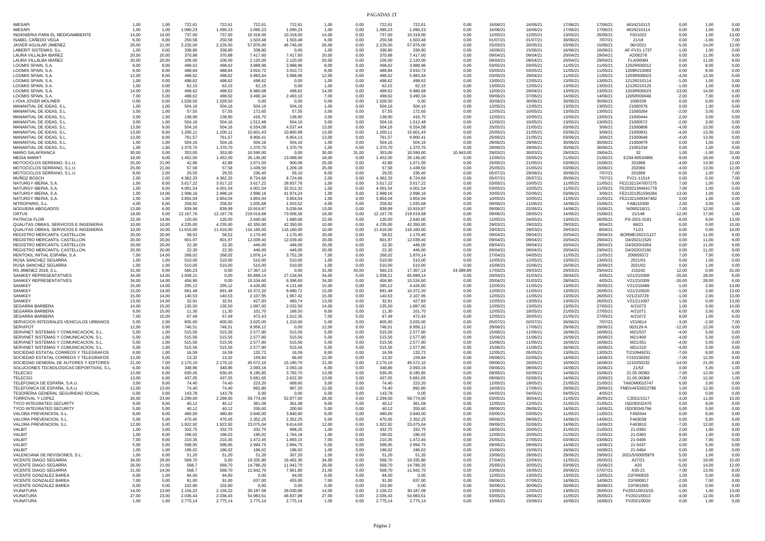# PAGADAS 2T

| | | | | | | | | | | | | | | | | | | | |
|---|---|---|---|---|---|---|---|---|---|---|---|---|---|---|---|---|---|---|---|
| IMESAPI | 1,00 | 1,00 | 722,61 | 722,61 | 722,61 | 722,61 | 1,00 | 0,00 | 722,61 | 722,61 | 0,00 | 16/06/21 | 16/06/21 | 17/06/21 | 17/06/21 | 461N210113 | 0,00 | 1,00 | 0,00 |
| IMESAPI | 1,00 | 1,00 | 1.090,23 | 1.090,23 | 1.090,23 | 1.090,23 | 1,00 | 0,00 | 1.090,23 | 1.090,23 | 0,00 | 16/06/21 | 16/06/21 | 17/06/21 | 17/06/21 | 461N210114 | 0,00 | 1,00 | 0,00 |
| INGENIERIA PARA EL MEDIOAMBIENTE | 14,00 | 14,00 | 737,00 | 737,00 | 10.318,00 | 10.318,00 | 14,00 | 0,00 | 737,00 | 10.318,00 | 0,00 | 12/05/21 | 12/05/21 | 13/05/21 | 26/05/21 | F021022 | 0,00 | 1,00 | 13,00 |
| ISABEL CAÑEDO VEGA | 6,00 | 6,00 | 250,58 | 250,58 | 1.503,48 | 1.503,48 | 6,00 | 0,00 | 250,58 | 1.503,48 | 0,00 | 01/07/21 | 01/07/21 | 30/06/21 | 7/07/21 | 21/18 | 0,00 | -1,00 | 7,00 |
| JAVIER AGUILAR JIMENEZ | 26,00 | 21,00 | 2.226,00 | 2.226,00 | 57.876,00 | 46.746,00 | 26,00 | 0,00 | 2.226,00 | 57.876,00 | 0,00 | 25/05/21 | 20/05/21 | 03/06/21 | 15/06/21 | 06//2021 | -5,00 | 14,00 | 12,00 |
| LABERIT SISTEMAS, S.L. | 1,00 | 0,00 | 338,80 | 338,80 | 338,80 | 0,00 | 1,00 | 0,00 | 338,80 | 338,80 | 0,00 | 16/06/21 | 15/06/21 | 16/06/21 | 16/06/21 | AF-FV21-1737 | -1,00 | 1,00 | 0,00 |
| LAURA VILLALBA IBAÑEZ | 20,00 | 20,00 | 370,88 | 370,88 | 7.417,60 | 7.417,60 | 20,00 | 0,00 | 370,88 | 7.417,60 | 0,00 | 09/04/21 | 09/04/21 | 20/04/21 | 29/04/21 | A2/00278 | 0,00 | 11,00 | 9,00 |
| LAURA VILLALBA IBAÑEZ | 20,00 | 20,00 | 106,00 | 106,00 | 2.120,00 | 2.120,00 | 20,00 | 0,00 | 106,00 | 2.120,00 | 0,00 | 09/04/21 | 09/04/21 | 20/04/21 | 29/04/21 | FLA/00084 | 0,00 | 11,00 | 9,00 |
| LOOMIS SPAIN, S.A. | 8,00 | 8,00 | 498,62 | 498,62 | 3.988,96 | 3.988,96 | 8,00 | 0,00 | 498,62 | 3.988,96 | 0,00 | 03/05/21 | 03/05/21 | 11/05/21 | 11/05/21 | 1202R930012 | 0,00 | 8,00 | 0,00 |
| LOOMIS SPAIN, S.A. | 8,00 | 8,00 | 488,84 | 488,84 | 3.910,72 | 3.910,72 | 8,00 | 0,00 | 488,84 | 3.910,72 | 0,00 | 03/05/21 | 03/05/21 | 11/05/21 | 11/05/21 | 1209R210083 | 0,00 | 8,00 | 0,00 |
| LOOMIS SPAIN, S.A. | 12,00 | 8,00 | 498,62 | 498,62 | 5.983,44 | 3.988,96 | 12,00 | 0,00 | 498,62 | 5.983,44 | 0,00 | 03/05/21 | 29/04/21 | 11/05/21 | 11/05/21 | 1203R930023 | -4,00 | 12,00 | 0,00 |
| LOOMIS SPAIN, S.A. | 1,00 | 0,00 | 498,62 | 498,62 | 498,62 | 0,00 | 1,00 | 0,00 | 498,62 | 498,62 | 0,00 | 13/05/21 | 12/05/21 | 13/05/21 | 13/05/21 | 1212R210114 | -1,00 | 1,00 | 0,00 |
| LOOMIS SPAIN, S.A. | 1,00 | 0,00 | 62,15 | 62,15 | 62,15 | 0,00 | 1,00 | 0,00 | 62,15 | 62,15 | 0,00 | 13/05/21 | 12/05/21 | 13/05/21 | 13/05/21 | 1212R210125 | -1,00 | 1,00 | 0,00 |
| LOOMIS SPAIN, S.A. | 14,00 | 1,00 | 498,62 | 498,62 | 6.980,68 | 498,62 | 14,00 | 0,00 | 498,62 | 6.980,68 | 0,00 | 12/05/21 | 29/04/21 | 13/05/21 | 13/05/21 | 1203R930023 | -13,00 | 14,00 | 0,00 |
| LOOMIS SPAIN, S.A. | 7,00 | 5,00 | 498,62 | 498,62 | 3.490,34 | 2.493,10 | 7,00 | 0,00 | 498,62 | 3.490,34 | 0,00 | 09/06/21 | 07/06/21 | 14/06/21 | 14/06/21 | 1205R930046 | -2,00 | 7,00 | 0,00 |
| LYDIA JOVER MOLINER | 0,00 | 0,00 | 1.028,50 | 1.028,50 | 0,00 | 0,00 | 0,00 | 0,00 | 1.028,50 | 0,00 | 0,00 | 30/06/21 | 30/06/21 | 30/06/21 | 30/06/21 | 1000339 | 0,00 | 0,00 | 0,00 |
| MANANTIAL DE IDEAS, S.L. | 1,00 | 1,00 | 504,16 | 504,16 | 504,16 | 504,16 | 1,00 | 0,00 | 504,16 | 504,16 | 0,00 | 12/05/21 | 12/05/21 | 13/05/21 | 13/05/21 | 21000376 | 0,00 | 1,00 | 0,00 |
| MANANTIAL DE IDEAS, S.L. | 3,00 | 1,00 | 57,55 | 57,55 | 172,65 | 57,55 | 3,00 | 0,00 | 57,55 | 172,65 | 0,00 | 12/05/21 | 10/05/21 | 13/05/21 | 13/05/21 | 21000264 | -2,00 | 3,00 | 0,00 |
| MANANTIAL DE IDEAS, S.L. | 3,00 | 1,00 | 138,90 | 138,90 | 416,70 | 138,90 | 3,00 | 0,00 | 138,90 | 416,70 | 0,00 | 12/05/21 | 10/05/21 | 13/05/21 | 13/05/21 | 21000444 | -2,00 | 3,00 | 0,00 |
| MANANTIAL DE IDEAS, S.L. | 3,00 | 1,00 | 504,16 | 504,16 | 1.512,48 | 504,16 | 3,00 | 0,00 | 504,16 | 1.512,48 | 0,00 | 12/05/21 | 10/05/21 | 13/05/21 | 13/05/21 | 21000572 | -2,00 | 3,00 | 0,00 |
| MANANTIAL DE IDEAS, S.L. | 13,00 | 9,00 | 504,16 | 504,16 | 6.554,08 | 4.537,44 | 13,00 | 0,00 | 504,16 | 6.554,08 | 0,00 | 25/05/21 | 21/05/21 | 03/06/21 | 3/06/21 | 21000808 | -4,00 | 13,00 | 0,00 |
| MANANTIAL DE IDEAS, S.L. | 13,00 | 9,00 | 1.200,11 | 1.200,11 | 15.601,43 | 10.800,99 | 13,00 | 0,00 | 1.200,11 | 15.601,43 | 0,00 | 25/05/21 | 21/05/21 | 03/06/21 | 3/06/21 | 21000831 | -4,00 | 13,00 | 0,00 |
| MANANTIAL DE IDEAS, S.L. | 13,00 | 9,00 | 761,57 | 761,57 | 9.900,41 | 6.854,13 | 13,00 | 0,00 | 761,57 | 9.900,41 | 0,00 | 25/05/21 | 21/05/21 | 03/06/21 | 3/06/21 | 21000648 | -4,00 | 13,00 | 0,00 |
| MANANTIAL DE IDEAS, S.L. | 1,00 | 1,00 | 504,16 | 504,16 | 504,16 | 504,16 | 1,00 | 0,00 | 504,16 | 504,16 | 0,00 | 29/06/21 | 29/06/21 | 30/06/21 | 30/06/21 | 21000979 | 0,00 | 1,00 | 0,00 |
| MANANTIAL DE IDEAS, S.L. | 1,00 | 1,00 | 1.370,70 | 1.370,70 | 1.370,70 | 1.370,70 | 1,00 | 0,00 | 1.370,70 | 1.370,70 | 0,00 | 29/06/21 | 29/06/21 | 30/06/21 | 30/06/21 | 21001034 | 0,00 | 1,00 | 0,00 |
| MARIO SALAFRANCA | 30,00 | 0,00 | 353,00 | 353,00 | 10.590,00 | 0,00 | 30,00 | 31,00 | 353,00 | 10.590,00 | 10.943,00 | 29/03/21 | 30/03/21 | 29/03/21 | 29/04/21 | 32 | 1,00 | -1,00 | 31,00 |
| MEDIA MARKT | 18,00 | 9,00 | 1.452,00 | 1.452,00 | 26.136,00 | 13.068,00 | 18,00 | 0,00 | 1.452,00 | 26.136,00 | 0,00 | 12/05/21 | 03/05/21 | 21/05/21 | 21/05/21 | E234-60534906 | -9,00 | 18,00 | 0,00 |
| MOTOCICLOS SERRANO, S.L.U. | 25,00 | 21,00 | 42,86 | 42,86 | 1.071,50 | 900,06 | 25,00 | 0,00 | 42,86 | 1.071,50 | 0,00 | 25/05/21 | 21/05/21 | 03/06/21 | 15/06/21 | 201868 | -4,00 | 13,00 | 12,00 |
| MOTOCICLOS SERRANO, S.L.U. | 25,00 | 21,00 | 57,58 | 57,58 | 1.439,50 | 1.209,18 | 25,00 | 0,00 | 57,58 | 1.439,50 | 0,00 | 25/05/21 | 21/05/21 | 03/06/21 | 15/06/21 | 202060 | -4,00 | 13,00 | 12,00 |
| MOTOCICLOS SERRANO, S.L.U. | 8,00 | 2,00 | 29,55 | 29,55 | 236,40 | 59,10 | 8,00 | 0,00 | 29,55 | 236,40 | 0,00 | 05/07/21 | 29/06/21 | 30/06/21 | 7/07/21 | 201869 | -6,00 | 1,00 | 7,00 |
| MUÑOZ BOSCH | 2,00 | 2,00 | 4.362,33 | 4.362,33 | 8.724,66 | 8.724,66 | 2,00 | 0,00 | 4.362,33 | 8.724,66 | 0,00 | 05/07/21 | 05/07/21 | 30/06/21 | 7/07/21 | FV21-11514 | 0,00 | -5,00 | 7,00 |
| NATURGY IBERIA, S.A. | 1,00 | 8,00 | 3.617,22 | 3.617,22 | 3.617,22 | 28.937,76 | 1,00 | 0,00 | 3.617,22 | 3.617,22 | 0,00 | 03/05/21 | 10/05/21 | 11/05/21 | 11/05/21 | FE21321347007275 | 7,00 | 1,00 | 0,00 |
| NATURGY IBERIA, S.A. | 1,00 | 8,00 | 4.001,54 | 4.001,54 | 4.001,54 | 32.012,32 | 1,00 | 0,00 | 4.001,54 | 4.001,54 | 0,00 | 03/05/21 | 10/05/21 | 11/05/21 | 11/05/21 | FE20321344641778 | 7,00 | 1,00 | 0,00 |
| NATURGY IBERIA, S.A. | 1,00 | 14,00 | 2.998,16 | 2.998,16 | 2.998,16 | 41.974,24 | 1,00 | 0,00 | 2.998,16 | 2.998,16 | 0,00 | 20/05/21 | 02/06/21 | 03/06/21 | 3/06/21 | FE21321351594284 | 13,00 | 1,00 | 0,00 |
| NATURGY IBERIA, S.A. | 1,00 | 1,00 | 3.854,04 | 3.854,04 | 3.854,04 | 3.854,04 | 1,00 | 0,00 | 3.854,04 | 3.854,04 | 0,00 | 10/05/21 | 10/05/21 | 11/05/21 | 11/05/21 | FE21321349347482 | 0,00 | 1,00 | 0,00 |
| NITROPARIS, S.L. | 4,00 | 6,00 | 258,92 | 258,92 | 1.035,68 | 1.553,52 | 4,00 | 0,00 | 258,92 | 1.035,68 | 0,00 | 09/06/21 | 11/06/21 | 14/06/21 | 15/06/21 | FAB210300 | 2,00 | 3,00 | 1,00 |
| NOGUERA ABOGADOS | 13,00 | 6,00 | 839,99 | 839,99 | 10.919,87 | 5.039,94 | 13,00 | 0,00 | 839,99 | 10.919,87 | 0,00 | 09/06/21 | 02/06/21 | 14/06/21 | 15/06/21 | N/000218/21 | -7,00 | 12,00 | 1,00 |
| ORTUS | 18,00 | 6,00 | 12.167,76 | 12.167,76 | 219.019,68 | 73.006,56 | 18,00 | 0,00 | 12.167,76 | 219.019,68 | 0,00 | 09/06/21 | 28/05/21 | 14/06/21 | 15/06/21 | 21/148 | -12,00 | 17,00 | 1,00 |
| PATRICIA FLOR | 22,00 | 14,00 | 120,00 | 120,00 | 2.640,00 | 1.680,00 | 22,00 | 0,00 | 120,00 | 2.640,00 | 0,00 | 12/05/21 | 04/05/21 | 13/05/21 | 26/05/21 | PS-2021-0181 | -8,00 | 9,00 | 13,00 |
| QUALITAS OBRAS, SERVICIOS E INGENIERIA | 10,00 | 10,00 | 4.235,00 | 4.235,00 | 42.350,00 | 42.350,00 | 10,00 | 0,00 | 4.235,00 | 42.350,00 | 0,00 | 29/03/21 | 29/03/21 | 29/03/21 | 8/04/21 | 68/21 | 0,00 | 0,00 | 10,00 |
| QUALITAS OBRAS, SERVICIOS E INGENIERIA | 10,00 | 10,00 | 11.616,00 | 11.616,00 | 116.160,00 | 116.160,00 | 10,00 | 0,00 | 11.616,00 | 116.160,00 | 0,00 | 29/03/21 | 29/03/21 | 29/03/21 | 8/04/21 | 71/21 | 0,00 | 0,00 | 10,00 |
| REGISTRO MERCANTIL CASTELLON | 20,00 | 20,00 | 58,52 | 58,52 | 1.170,40 | 1.170,40 | 20,00 | 0,00 | 58,52 | 1.170,40 | 0,00 | 09/04/21 | 09/04/21 | 20/04/21 | 29/04/21 | BORME/2021/1127 | 0,00 | 11,00 | 9,00 |
| REGISTRO MERCANTIL CASTELLON | 20,00 | 20,00 | 601,97 | 601,97 | 12.039,40 | 12.039,40 | 20,00 | 0,00 | 601,97 | 12.039,40 | 0,00 | 09/04/21 | 09/04/21 | 20/04/21 | 29/04/21 | D4/2021/1520 | 0,00 | 11,00 | 9,00 |
| REGISTRO MERCANTIL CASTELLON | 20,00 | 20,00 | 22,30 | 22,30 | 446,00 | 446,00 | 20,00 | 0,00 | 22,30 | 446,00 | 0,00 | 09/04/21 | 09/04/21 | 20/04/21 | 29/04/21 | D4/2020/4264 | 0,00 | 11,00 | 9,00 |
| REGISTRO MERCANTIL CASTELLON | 20,00 | 20,00 | 22,30 | 22,30 | 446,00 | 446,00 | 20,00 | 0,00 | 22,30 | 446,00 | 0,00 | 09/04/21 | 09/04/21 | 20/04/21 | 29/04/21 | D4/2020/2192 | 0,00 | 11,00 | 9,00 |
| RENTOKIL INITIAL ESPAÑA, S.A. | 7,00 | 14,00 | 268,02 | 268,02 | 1.876,14 | 3.752,28 | 7,00 | 0,00 | 268,02 | 1.876,14 | 0,00 | 27/04/21 | 04/05/21 | 11/05/21 | 11/05/21 | 200659372 | 7,00 | 7,00 | 0,00 |
| ROSA SANCHEZ SEGARRA | 1,00 | 1,00 | 510,00 | 510,00 | 510,00 | 510,00 | 1,00 | 0,00 | 510,00 | 510,00 | 0,00 | 12/05/21 | 12/05/21 | 13/05/21 | 13/05/21 | 2021/01 | 0,00 | 1,00 | 0,00 |
| ROSA SANCHEZ SEGARRA | 1,00 | 1,00 | 510,00 | 510,00 | 510,00 | 510,00 | 1,00 | 0,00 | 510,00 | 510,00 | 0,00 | 15/06/21 | 15/06/21 | 16/06/21 | 16/06/21 | 2021/02 | 0,00 | 1,00 | 0,00 |
| RS JIMENEZ 2018, S.L. | 31,00 | 0,00 | 560,23 | 0,00 | 17.367,13 | 0,00 | 31,00 | 43,00 | 560,23 | 17.367,13 | 24.089,89 | 17/03/21 | 29/03/21 | 29/03/21 | 29/04/21 | 210242 | 12,00 | 0,00 | 31,00 |
| SANIKEY REPRESENTATIVES | 34,00 | 14,00 | 1.938,21 | 0,00 | 65.899,14 | 27.134,94 | 34,00 | 0,00 | 1.938,21 | 65.899,14 | 0,00 | 20/04/21 | 31/03/21 | 28/04/21 | 4/05/21 | V21/210358 | -20,00 | 28,00 | 6,00 |
| SANIKEY REPRESENTATIVES | 34,00 | 14,00 | 456,90 | 0,00 | 15.534,60 | 6.396,60 | 34,00 | 0,00 | 456,90 | 15.534,60 | 0,00 | 20/04/21 | 31/03/21 | 28/04/21 | 4/05/21 | V21/210309 | -20,00 | 28,00 | 6,00 |
| SANIKEY | 15,00 | 14,00 | 295,12 | 295,12 | 4.426,80 | 4.131,68 | 15,00 | 0,00 | 295,12 | 4.426,80 | 0,00 | 12/05/21 | 11/05/21 | 13/05/21 | 26/05/21 | V21/210489 | -1,00 | 2,00 | 13,00 |
| SANIKEY | 15,00 | 14,00 | 691,48 | 691,48 | 10.372,20 | 9.680,72 | 15,00 | 0,00 | 691,48 | 10.372,20 | 0,00 | 12/05/21 | 11/05/21 | 13/05/21 | 26/05/21 | V21/210620 | -1,00 | 2,00 | 13,00 |
| SANIKEY | 15,00 | 14,00 | 140,53 | 140,53 | 2.107,95 | 1.967,42 | 15,00 | 0,00 | 140,53 | 2.107,95 | 0,00 | 12/05/21 | 11/05/21 | 13/05/21 | 26/05/21 | V21/210729 | -1,00 | 2,00 | 13,00 |
| SANIKEY | 13,00 | 14,00 | 32,91 | 32,91 | 427,83 | 460,74 | 13,00 | 0,00 | 32,91 | 427,83 | 0,00 | 12/05/21 | 13/05/21 | 13/05/21 | 26/05/21 | V21/211097 | 1,00 | 0,00 | 13,00 |
| SEGARRA BARBERA | 14,00 | 15,00 | 135,50 | 135,50 | 1.897,00 | 2.032,50 | 14,00 | 0,00 | 135,50 | 1.897,00 | 0,00 | 12/05/21 | 13/05/21 | 13/05/21 | 27/05/21 | A/21073 | 1,00 | 0,00 | 14,00 |
| SEGARRA BARBERA | 9,00 | 15,00 | 11,30 | 11,30 | 101,70 | 169,50 | 9,00 | 0,00 | 11,30 | 101,70 | 0,00 | 12/05/21 | 18/05/21 | 21/05/21 | 27/05/21 | A/21071 | 6,00 | 3,00 | 6,00 |
| SEGARRA BARBERA | 7,00 | 15,00 | 67,49 | 67,49 | 472,43 | 1.012,35 | 7,00 | 0,00 | 67,49 | 472,43 | 0,00 | 12/05/21 | 20/05/21 | 21/05/21 | 27/05/21 | A/21072 | 8,00 | 1,00 | 6,00 |
| SERVICIOS INTEGRALES VEHICULOS URBANOS | 5,00 | 2,00 | 605,00 | 605,00 | 3.025,00 | 1.210,00 | 5,00 | 0,00 | 605,00 | 3.025,00 | 0,00 | 05/07/21 | 02/07/21 | 30/06/21 | 7/07/21 | V210614 | -3,00 | -2,00 | 7,00 |
| SERVIFOT | 12,00 | 0,00 | 746,51 | 746,51 | 8.958,12 | 0,00 | 12,00 | 0,00 | 746,51 | 8.958,12 | 0,00 | 29/06/21 | 17/06/21 | 29/06/21 | 29/06/21 | 003129-A | -12,00 | 12,00 | 0,00 |
| SERVINET SISTEMAS Y COMUNICACION, S.L. | 5,00 | 1,00 | 515,56 | 515,56 | 2.577,80 | 515,56 | 5,00 | 0,00 | 515,56 | 2.577,80 | 0,00 | 15/06/21 | 11/06/21 | 16/06/21 | 16/06/21 | M21/537 | -4,00 | 5,00 | 0,00 |
| SERVINET SISTEMAS Y COMUNICACION, S.L. | 5,00 | 1,00 | 515,56 | 515,56 | 2.577,80 | 515,56 | 5,00 | 0,00 | 515,56 | 2.577,80 | 0,00 | 15/06/21 | 11/06/21 | 16/06/21 | 16/06/21 | M21/400 | -4,00 | 5,00 | 0,00 |
| SERVINET SISTEMAS Y COMUNICACION, S.L. | 5,00 | 1,00 | 515,56 | 515,56 | 2.577,80 | 515,56 | 5,00 | 0,00 | 515,56 | 2.577,80 | 0,00 | 15/06/21 | 11/06/21 | 16/06/21 | 16/06/21 | M21/351 | -4,00 | 5,00 | 0,00 |
| SERVINET SISTEMAS Y COMUNICACION, S.L. | 5,00 | 1,00 | 515,56 | 515,56 | 2.577,80 | 515,56 | 5,00 | 0,00 | 515,56 | 2.577,80 | 0,00 | 15/06/21 | 11/06/21 | 16/06/21 | 16/06/21 | M21/210 | -4,00 | 5,00 | 0,00 |
| SOCIEDAD ESTATAL CORREOS Y TELEGRAFOS | 8,00 | 1,00 | 16,59 | 16,59 | 132,72 | 16,59 | 8,00 | 0,00 | 16,59 | 132,72 | 0,00 | 12/05/21 | 05/05/21 | 13/05/21 | 13/05/21 | TI210949231 | -7,00 | 8,00 | 0,00 |
| SOCIEDAD ESTATAL CORREOS Y TELEGRAFOS | 12,00 | 5,00 | 13,32 | 13,32 | 159,84 | 66,60 | 12,00 | 0,00 | 13,32 | 159,84 | 0,00 | 09/06/21 | 02/06/21 | 14/06/21 | 14/06/21 | F210150292 | -7,00 | 12,00 | 0,00 |
| SOCIEDAD GENERAL DE AUTORES Y EDITORES | 21,00 | 7,00 | 2.170,10 | 2.170,10 | 45.572,10 | 15.190,70 | 21,00 | 0,00 | 2.170,10 | 45.572,10 | 0,00 | 09/06/21 | 26/05/21 | 16/06/21 | 16/06/21 | 1210250232 | -14,00 | 21,00 | 0,00 |
| SOLUCIONES TECNOLOGICAS DEPORTIVAS, S.L. | 6,00 | 6,00 | 348,86 | 348,86 | 2.093,16 | 2.093,16 | 6,00 | 0,00 | 348,86 | 2.093,16 | 0,00 | 09/06/21 | 09/06/21 | 14/06/21 | 15/06/21 | 21/53 | 0,00 | 5,00 | 1,00 |
| TELECSO | 13,00 | 6,00 | 630,45 | 630,45 | 8.195,85 | 3.782,70 | 13,00 | 0,00 | 630,45 | 8.195,85 | 0,00 | 09/06/21 | 02/06/21 | 14/06/21 | 15/06/21 | 21.05.00392 | -7,00 | 12,00 | 1,00 |
| TELECSO | 13,00 | 6,00 | 437,05 | 437,05 | 5.681,65 | 2.622,30 | 13,00 | 0,00 | 437,05 | 5.681,65 | 0,00 | 09/06/21 | 02/06/21 | 14/06/21 | 15/06/21 | 21.05.00368 | -7,00 | 12,00 | 1,00 |
| TELEFONICA DE ESPAÑA, S.A.U. | 3,00 | 9,00 | 74,40 | 74,40 | 223,20 | 669,60 | 3,00 | 0,00 | 74,40 | 223,20 | 0,00 | 12/05/21 | 18/05/21 | 21/05/21 | 21/05/21 | TA6OM0015747 | 6,00 | 3,00 | 0,00 |
| TELEFONICA DE ESPAÑA, S.A.U. | 12,00 | 13,00 | 74,40 | 74,40 | 892,80 | 967,20 | 12,00 | 0,00 | 74,40 | 892,80 | 0,00 | 16/06/21 | 17/06/21 | 29/06/21 | 29/06/21 | FMDVAFE0022786 | 1,00 | 12,00 | 0,00 |
| TESORERIA GENERAL SEGURIDAD SOCIAL | 0,00 | 0,00 | 143,78 | 143,78 | 0,00 | 0,00 | 0,00 | 0,00 | 143,78 | 0,00 | 0,00 | 04/05/21 | 04/05/21 | 04/05/21 | 4/05/21 | | 0,00 | 0,00 | 0,00 |
| TORROVAL Y LOPEZ | 26,00 | 23,00 | 2.299,00 | 2.299,00 | 59.774,00 | 52.877,00 | 26,00 | 0,00 | 2.299,00 | 59.774,00 | 0,00 | 03/05/21 | 30/04/21 | 11/05/21 | 26/05/21 | C2021/1517 | -3,00 | 11,00 | 15,00 |
| TYCO INTEGRATED SECURITY | 9,00 | 9,00 | 40,12 | 40,12 | 361,08 | 361,08 | 9,00 | 0,00 | 40,12 | 361,08 | 0,00 | 12/05/21 | 12/05/21 | 21/05/21 | 21/05/21 | ISD/30232470 | 0,00 | 9,00 | 0,00 |
| TYCO INTEGRATED SECURITY | 5,00 | 5,00 | 40,12 | 40,12 | 200,60 | 200,60 | 5,00 | 0,00 | 40,12 | 200,60 | 0,00 | 09/06/21 | 09/06/21 | 14/06/21 | 14/06/21 | ISD/30345794 | 0,00 | 5,00 | 0,00 |
| VALORA PREVENCION, S.L. | 8,00 | 8,00 | 480,00 | 480,00 | 3.840,00 | 3.840,00 | 8,00 | 0,00 | 480,00 | 3.840,00 | 0,00 | 03/05/21 | 03/05/21 | 11/05/21 | 11/05/21 | F450344 | 0,00 | 8,00 | 0,00 |
| VALORA PREVENCION, S.L. | 5,00 | 5,00 | 470,45 | 470,45 | 2.352,25 | 2.352,25 | 5,00 | 0,00 | 470,45 | 2.352,25 | 0,00 | 09/06/21 | 09/06/21 | 14/06/21 | 14/06/21 | F463038 | 0,00 | 5,00 | 0,00 |
| VALORA PREVENCION, S.L. | 12,00 | 5,00 | 1.922,92 | 1.922,92 | 23.075,04 | 9.614,60 | 12,00 | 0,00 | 1.922,92 | 23.075,04 | 0,00 | 09/06/21 | 02/06/21 | 14/06/21 | 14/06/21 | F463810 | -7,00 | 12,00 | 0,00 |
| VALBIT | 1,00 | 3,00 | 332,75 | 332,75 | 332,75 | 998,25 | 1,00 | 0,00 | 332,75 | 332,75 | 0,00 | 18/05/21 | 20/05/21 | 21/05/21 | 21/05/21 | 21-0393 | 2,00 | 1,00 | 0,00 |
| VALBIT | 1,00 | 9,00 | 196,02 | 196,02 | 196,02 | 1.764,18 | 1,00 | 0,00 | 196,02 | 196,02 | 0,00 | 12/05/21 | 20/05/21 | 21/05/21 | 21/05/21 | 21-0363 | 8,00 | 1,00 | 0,00 |
| VALBIT | 7,00 | 9,00 | 210,35 | 210,35 | 1.472,45 | 1.893,15 | 7,00 | 0,00 | 210,35 | 1.472,45 | 0,00 | 25/05/21 | 27/05/21 | 03/06/21 | 03/06/21 | 21-0406 | 2,00 | 7,00 | 0,00 |
| VALBIT | 5,00 | 5,00 | 598,95 | 598,95 | 2.994,75 | 2.994,75 | 5,00 | 0,00 | 598,95 | 2.994,75 | 0,00 | 09/06/21 | 09/06/21 | 14/06/21 | 14/06/21 | 21-0437 | 0,00 | 5,00 | 0,00 |
| VALBIT | 1,00 | 1,00 | 196,02 | 196,02 | 196,02 | 196,02 | 1,00 | 0,00 | 196,02 | 196,02 | 0,00 | 15/06/21 | 15/06/21 | 16/06/21 | 16/06/21 | 21-0464 | 0,00 | 1,00 | 0,00 |
| VALENCIANA DE REVISIONES, S.L. | 1,00 | 6,00 | 51,20 | 51,20 | 51,20 | 307,20 | 1,00 | 0,00 | 51,20 | 51,20 | 0,00 | 23/06/21 | 28/06/21 | 29/06/21 | 29/06/21 | 2021/5/0000579 | 5,00 | 1,00 | 0,00 |
| VICENTE DIAGO SEGARRA | 34,00 | 29,00 | 568,70 | 0,00 | 19.335,80 | 16.492,30 | 34,00 | 0,00 | 568,70 | 19.335,80 | 0,00 | 27/04/21 | 22/04/21 | 11/05/21 | 26/05/21 | A27/21 | -5,00 | 19,00 | 15,00 |
| VICENTE DIAGO SEGARRA | 26,00 | 21,00 | 568,7 | 568,70 | 14.786,20 | 11.942,70 | 26,00 | 0,00 | 568,70 | 14.786,20 | 0,00 | 25/05/21 | 20/05/21 | 03/06/21 | 15/06/21 | A33 | -5,00 | 14,00 | 12,00 |
| VICENTE DIAGO SEGARRA | 21,00 | 14,00 | 568,7 | 568,70 | 11.942,70 | 7.961,80 | 21,00 | 0,00 | 568,70 | 11.942,70 | 0,00 | 23/06/21 | 16/06/21 | 29/06/21 | 07/07/21 | A35-21 | -7,00 | 13,00 | 8,00 |
| VICENTE GONZALEZ BAREA | 0,00 | 1,00 | 94,00 | 94,00 | 0,00 | 94,00 | 0,00 | 0,00 | 94,00 | 0,00 | 0,00 | 12/05/21 | 13/05/21 | 13/05/21 | 13/05/21 | 21F000633 | 1,00 | 0,00 | 0,00 |
| VICENTE GONZALEZ BAREA | 7,00 | 5,00 | 91,00 | 91,00 | 637,00 | 455,00 | 7,00 | 0,00 | 91,00 | 637,00 | 0,00 | 09/06/21 | 07/06/21 | 14/06/21 | 14/06/21 | 21F000817 | -2,00 | 7,00 | 0,00 |
| VICENTE GONZALEZ BAREA | 0,00 | 0,00 | 102,80 | 102,80 | 0,00 | 0,00 | 0,00 | 0,00 | 102,80 | 0,00 | 0,00 | 30/06/21 | 30/06/21 | 30/06/21 | 30/06/21 | 21F001005 | 0,00 | 0,00 | 0,00 |
| VIUNATURA | 14,00 | 13,00 | 2.156,22 | 2.156,22 | 30.187,08 | 28.030,86 | 14,00 | 0,00 | 2.156,22 | 30.187,08 | 0,00 | 12/05/21 | 11/05/21 | 13/05/21 | 26/05/21 | FV2021/0015/15 | -1,00 | 1,00 | 13,00 |
| VIUNATURA | 27,00 | 23,00 | 2.036,43 | 2.036,43 | 54.983,61 | 46.837,89 | 27,00 | 0,00 | 2.036,43 | 54.983,61 | 0,00 | 03/05/21 | 29/04/21 | 11/05/21 | 26/05/21 | FV2021/0013 | -4,00 | 12,00 | 15,00 |
| VIUNATURA | 1,00 | 1,00 | 2.775,14 | 2.775,14 | 2.775,14 | 2.775,14 | 1,00 | 0,00 | 2.775,14 | 2.775,14 | 0,00 | 15/06/21 | 15/06/21 | 16/06/21 | 16/06/21 | FV2021/0020 | 0,00 | 1,00 | 0,00 |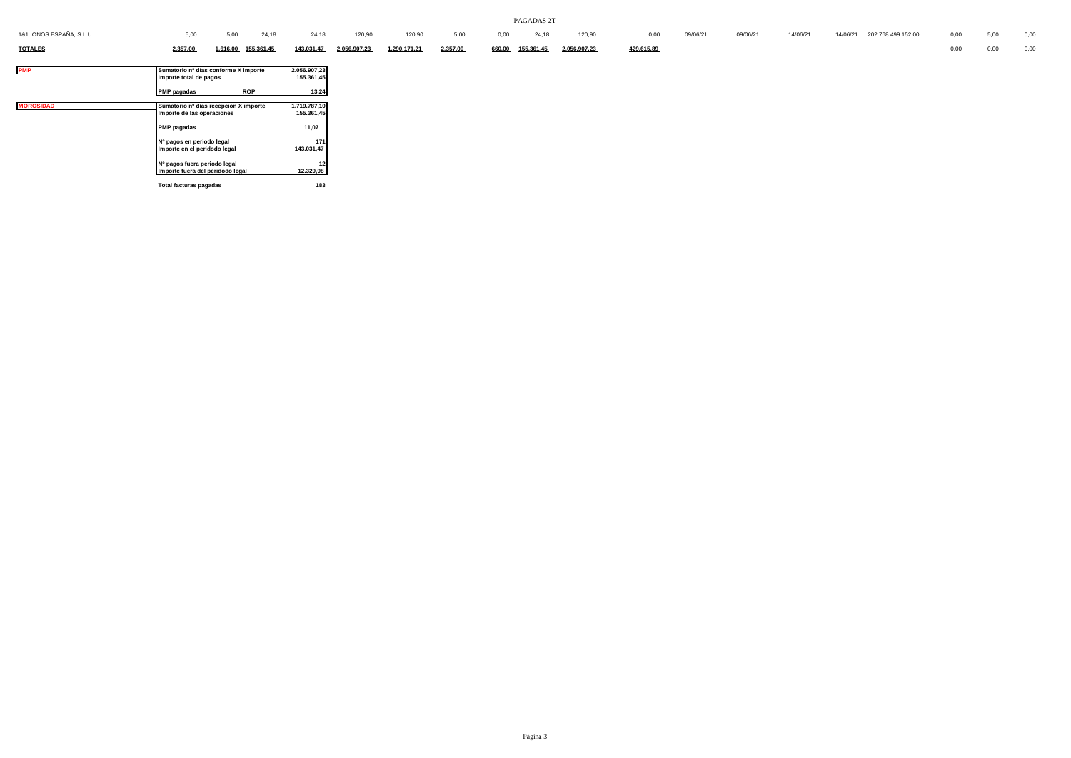PAGADAS 2T

| | | | | | | | | | | | | | | | | | | | |
|---|---|---|---|---|---|---|---|---|---|---|---|---|---|---|---|---|---|---|---|
| 1&1 IONOS ESPAÑA, S.L.U. | 5,00 | 5,00 | 24,18 | 24,18 | 120,90 | 120,90 | 5,00 | 0,00 | 24,18 | 120,90 | 0,00 | 09/06/21 | 09/06/21 | 14/06/21 | 14/06/21 | 202.768.499.152,00 | 0,00 | 5,00 | 0,00 |
| **TOTALES** | **2.357,00** | **1.616,00** | **155.361,45** | **143.031,47** | **2.056.907,23** | **1.290.171,21** | **2.357,00** | **660,00** | **155.361,45** | **2.056.907,23** | **429.615,89** | | | | | | 0,00 | 0,00 | 0,00 |

| | | | |
|---|---|---|---|
| **PMP** | **Sumatorio nº días conforme X importe** | | **2.056.907,23** |
| | **Importe total de pagos** | | **155.361,45** |
| | **PMP pagadas** | **ROP** | **13,24** |
| **MOROSIDAD** | **Sumatorio nº días recepción X importe** | | **1.719.787,10** |
| | **Importe de las operaciones** | | **155.361,45** |
| | **PMP pagadas** | | **11,07** |
| | **Nº pagos en periodo legal** | | **171** |
| | **Importe en el peridodo legal** | | **143.031,47** |
| | **Nº pagos fuera periodo legal** | | **12** |
| | **Importe fuera del peridodo legal** | | **12.329,98** |
| | **Total facturas pagadas** | | **183** |